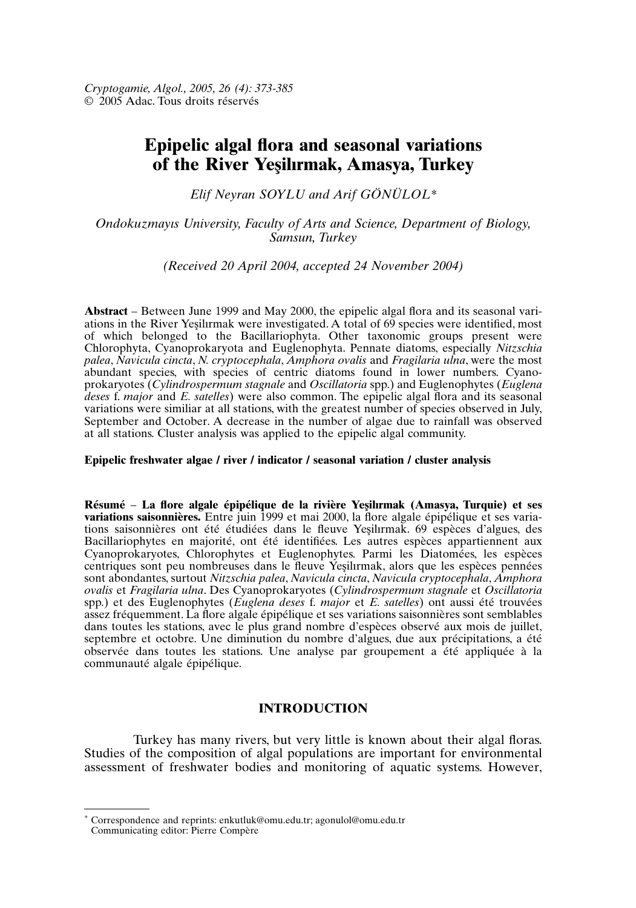*Cryptogamie, Algol., 2005, 26 (4): 373-385*
© 2005 Adac. Tous droits réservés

# Epipelic algal flora and seasonal variations of the River Yeşilırmak, Amasya, Turkey

*Elif Neyran SOYLU and Arif GÖNÜLOL\**

*Ondokuzmayıs University, Faculty of Arts and Science, Department of Biology, Samsun, Turkey*

*(Received 20 April 2004, accepted 24 November 2004)*

**Abstract** – Between June 1999 and May 2000, the epipelic algal flora and its seasonal variations in the River Yeşilırmak were investigated. A total of 69 species were identified, most of which belonged to the Bacillariophyta. Other taxonomic groups present were Chlorophyta, Cyanoprokaryota and Euglenophyta. Pennate diatoms, especially *Nitzschia palea*, *Navicula cincta*, *N. cryptocephala*, *Amphora ovalis* and *Fragilaria ulna*, were the most abundant species, with species of centric diatoms found in lower numbers. Cyanoprokaryotes (*Cylindrospermum stagnale* and *Oscillatoria* spp.) and Euglenophytes (*Euglena deses* f. *major* and *E. satelles*) were also common. The epipelic algal flora and its seasonal variations were similiar at all stations, with the greatest number of species observed in July, September and October. A decrease in the number of algae due to rainfall was observed at all stations. Cluster analysis was applied to the epipelic algal community.

**Epipelic freshwater algae / river / indicator / seasonal variation / cluster analysis**

**Résumé** – **La flore algale épipélique de la rivière Yeşilırmak (Amasya, Turquie) et ses variations saisonnières.** Entre juin 1999 et mai 2000, la flore algale épipélique et ses variations saisonnières ont été étudiées dans le fleuve Yeşilırmak. 69 espèces d'algues, des Bacillariophytes en majorité, ont été identifiées. Les autres espèces appartiennent aux Cyanoprokaryotes, Chlorophytes et Euglenophytes. Parmi les Diatomées, les espèces centriques sont peu nombreuses dans le fleuve Yeşilırmak, alors que les espèces pennées sont abondantes, surtout *Nitzschia palea*, *Navicula cryptocephala*, *Amphora ovalis* et *Fragilaria ulna*. Des Cyanoprokaryotes (*Cylindrospermum stagnale* et *Oscillatoria* spp.) et des Euglenophytes (*Euglena deses* f. *major* et *E. satelles*) ont aussi été trouvées assez fréquemment. La flore algale épipélique et ses variations saisonnières sont semblables dans toutes les stations, avec le plus grand nombre d'espèces observé aux mois de juillet, septembre et octobre. Une diminution du nombre d'algues, due aux précipitations, a été observée dans toutes les stations. Une analyse par groupement a été appliquée à la communauté algale épipélique.

## INTRODUCTION

Turkey has many rivers, but very little is known about their algal floras. Studies of the composition of algal populations are important for environmental assessment of freshwater bodies and monitoring of aquatic systems. However,

---

\* Correspondence and reprints: enkutluk@omu.edu.tr; agonulol@omu.edu.tr
Communicating editor: Pierre Compère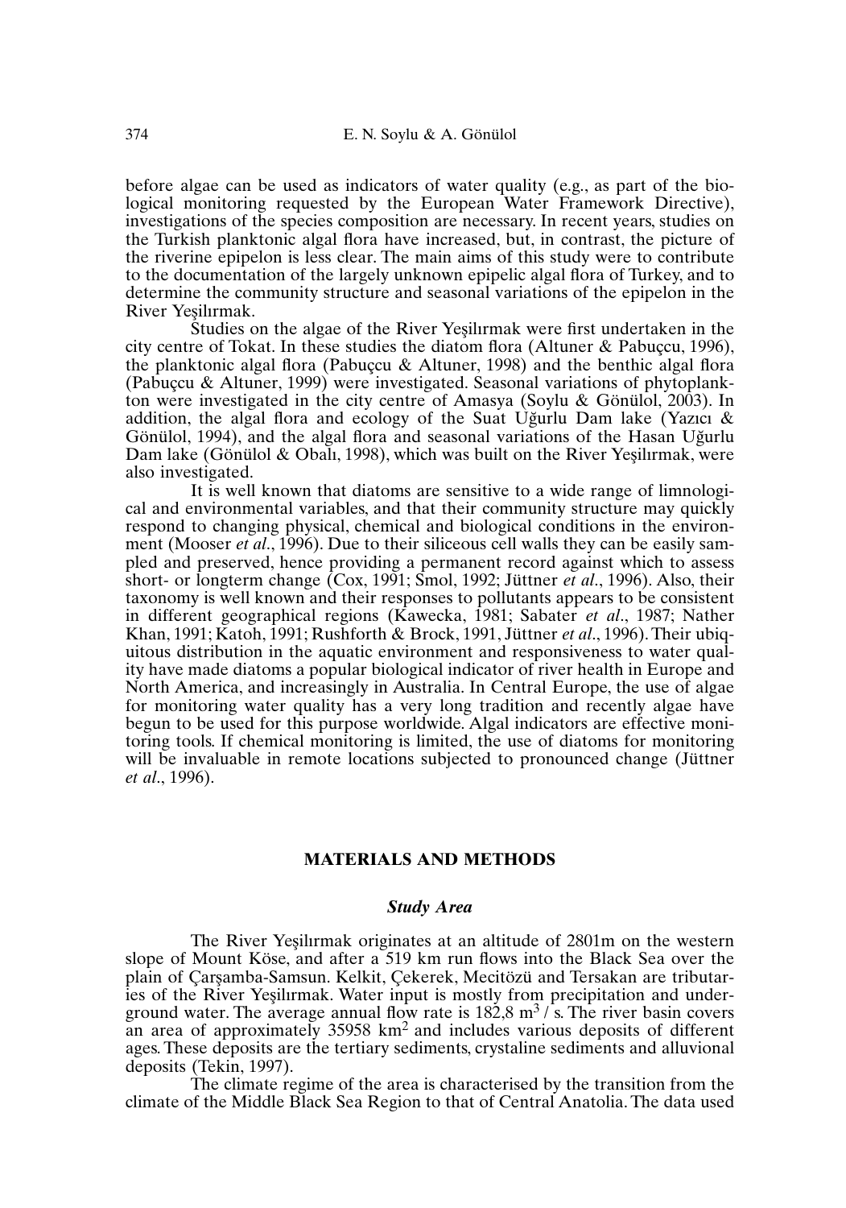before algae can be used as indicators of water quality (e.g., as part of the biological monitoring requested by the European Water Framework Directive), investigations of the species composition are necessary. In recent years, studies on the Turkish planktonic algal flora have increased, but, in contrast, the picture of the riverine epipelon is less clear. The main aims of this study were to contribute to the documentation of the largely unknown epipelic algal flora of Turkey, and to determine the community structure and seasonal variations of the epipelon in the River Yeşilırmak.

Studies on the algae of the River Yeşilırmak were first undertaken in the city centre of Tokat. In these studies the diatom flora (Altuner & Pabuçcu, 1996), the planktonic algal flora (Pabuçcu & Altuner, 1998) and the benthic algal flora (Pabuçcu & Altuner, 1999) were investigated. Seasonal variations of phytoplankton were investigated in the city centre of Amasya (Soylu & Gönülol, 2003). In addition, the algal flora and ecology of the Suat Uğurlu Dam lake (Yazıcı & Gönülol, 1994), and the algal flora and seasonal variations of the Hasan Uğurlu Dam lake (Gönülol & Obalı, 1998), which was built on the River Yeşilırmak, were also investigated.

It is well known that diatoms are sensitive to a wide range of limnological and environmental variables, and that their community structure may quickly respond to changing physical, chemical and biological conditions in the environment (Mooser *et al*., 1996). Due to their siliceous cell walls they can be easily sampled and preserved, hence providing a permanent record against which to assess short- or longterm change (Cox, 1991; Smol, 1992; Jüttner *et al*., 1996). Also, their taxonomy is well known and their responses to pollutants appears to be consistent in different geographical regions (Kawecka, 1981; Sabater *et al*., 1987; Nather Khan, 1991; Katoh, 1991; Rushforth & Brock, 1991, Jüttner *et al*., 1996). Their ubiquitous distribution in the aquatic environment and responsiveness to water quality have made diatoms a popular biological indicator of river health in Europe and North America, and increasingly in Australia. In Central Europe, the use of algae for monitoring water quality has a very long tradition and recently algae have begun to be used for this purpose worldwide. Algal indicators are effective monitoring tools. If chemical monitoring is limited, the use of diatoms for monitoring will be invaluable in remote locations subjected to pronounced change (Jüttner *et al*., 1996).

## MATERIALS AND METHODS

### *Study Area*

The River Yeşilırmak originates at an altitude of 2801m on the western slope of Mount Köse, and after a 519 km run flows into the Black Sea over the plain of Çarşamba-Samsun. Kelkit, Çekerek, Mecitözü and Tersakan are tributaries of the River Yeşilırmak. Water input is mostly from precipitation and underground water. The average annual flow rate is 182,8 $m^3$ / s. The river basin covers an area of approximately 35958 $km^2$ and includes various deposits of different ages. These deposits are the tertiary sediments, crystaline sediments and alluvional deposits (Tekin, 1997).

The climate regime of the area is characterised by the transition from the climate of the Middle Black Sea Region to that of Central Anatolia. The data used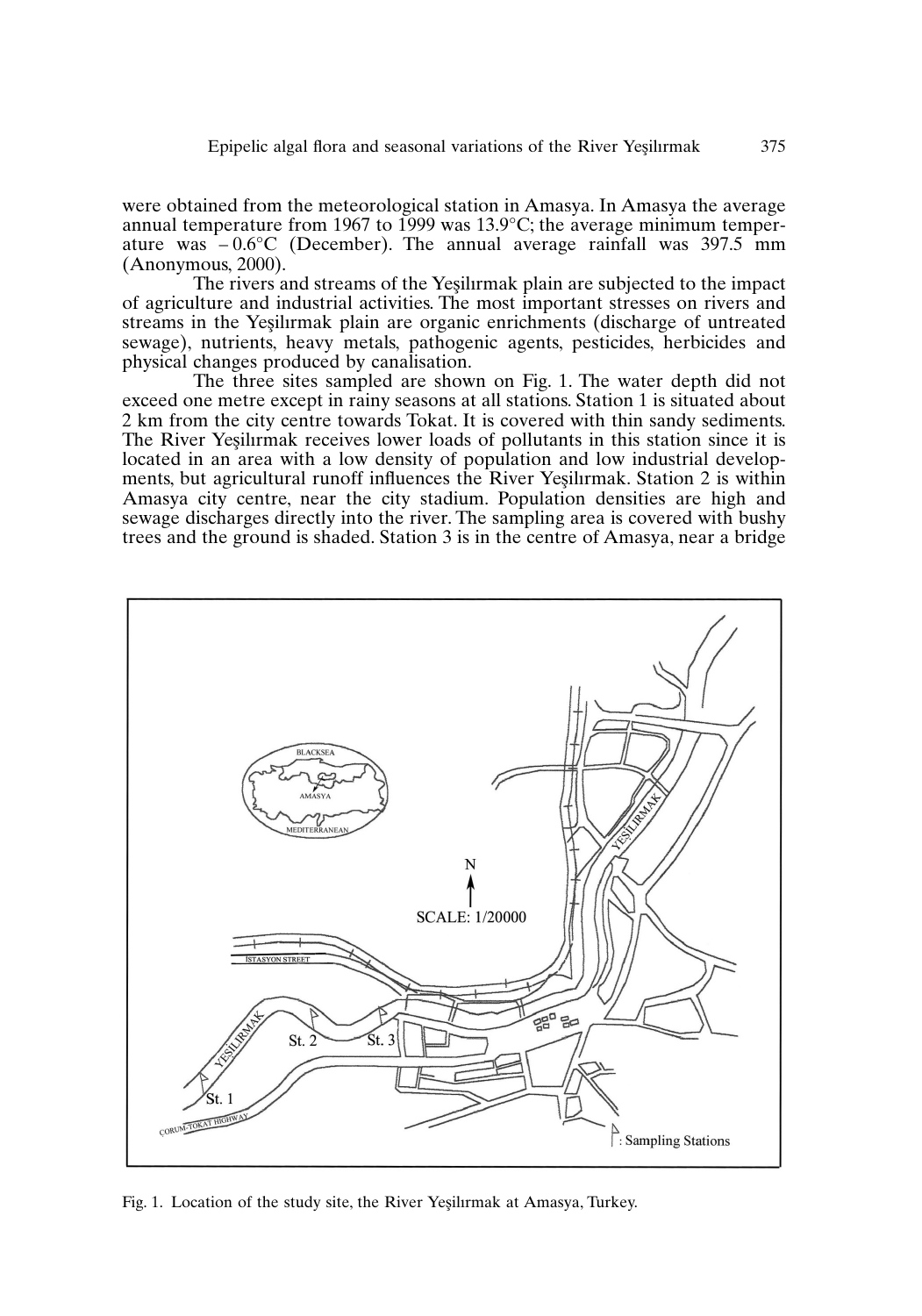were obtained from the meteorological station in Amasya. In Amasya the average annual temperature from 1967 to 1999 was 13.9°C; the average minimum temperature was $-0.6$°C (December). The annual average rainfall was 397.5 mm (Anonymous, 2000).

The rivers and streams of the Yeşilırmak plain are subjected to the impact of agriculture and industrial activities. The most important stresses on rivers and streams in the Yeşilırmak plain are organic enrichments (discharge of untreated sewage), nutrients, heavy metals, pathogenic agents, pesticides, herbicides and physical changes produced by canalisation.

The three sites sampled are shown on Fig. 1. The water depth did not exceed one metre except in rainy seasons at all stations. Station 1 is situated about 2 km from the city centre towards Tokat. It is covered with thin sandy sediments. The River Yeşilırmak receives lower loads of pollutants in this station since it is located in an area with a low density of population and low industrial developments, but agricultural runoff influences the River Yeşilırmak. Station 2 is within Amasya city centre, near the city stadium. Population densities are high and sewage discharges directly into the river. The sampling area is covered with bushy trees and the ground is shaded. Station 3 is in the centre of Amasya, near a bridge

Fig. 1. Location of the study site, the River Yeşilırmak at Amasya, Turkey.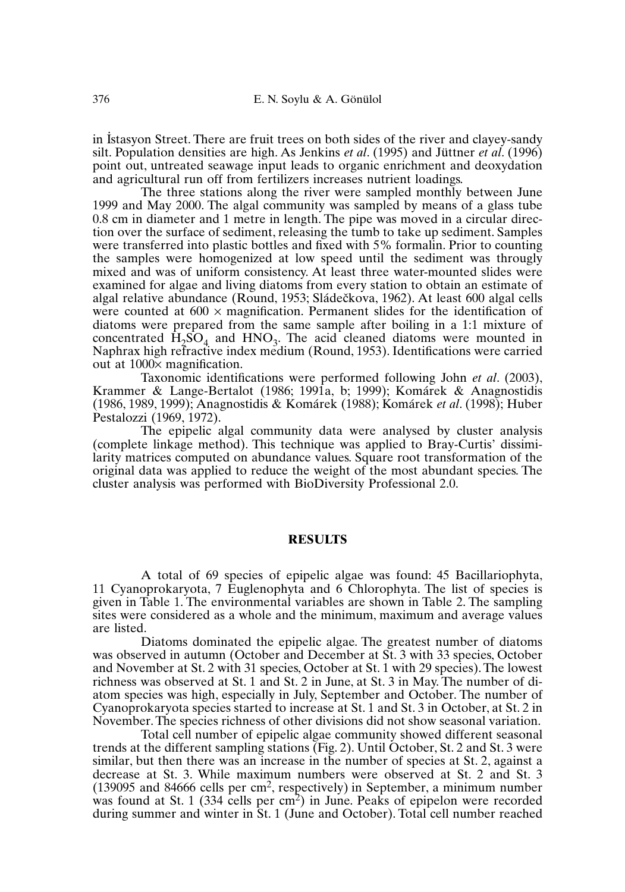in İstasyon Street. There are fruit trees on both sides of the river and clayey-sandy silt. Population densities are high. As Jenkins *et al*. (1995) and Jüttner *et al*. (1996) point out, untreated seawage input leads to organic enrichment and deoxydation and agricultural run off from fertilizers increases nutrient loadings.

The three stations along the river were sampled monthly between June 1999 and May 2000. The algal community was sampled by means of a glass tube 0.8 cm in diameter and 1 metre in length. The pipe was moved in a circular direction over the surface of sediment, releasing the tumb to take up sediment. Samples were transferred into plastic bottles and fixed with 5% formalin. Prior to counting the samples were homogenized at low speed until the sediment was througly mixed and was of uniform consistency. At least three water-mounted slides were examined for algae and living diatoms from every station to obtain an estimate of algal relative abundance (Round, 1953; Sládečkova, 1962). At least 600 algal cells were counted at 600 × magnification. Permanent slides for the identification of diatoms were prepared from the same sample after boiling in a 1:1 mixture of concentrated $H_2SO_4$ and $HNO_3$. The acid cleaned diatoms were mounted in Naphrax high refractive index medium (Round, 1953). Identifications were carried out at 1000× magnification.

Taxonomic identifications were performed following John *et al*. (2003), Krammer & Lange-Bertalot (1986; 1991a, b; 1999); Komárek & Anagnostidis (1986, 1989, 1999); Anagnostidis & Komárek (1988); Komárek *et al*. (1998); Huber Pestalozzi (1969, 1972).

The epipelic algal community data were analysed by cluster analysis (complete linkage method). This technique was applied to Bray-Curtis' dissimilarity matrices computed on abundance values. Square root transformation of the original data was applied to reduce the weight of the most abundant species. The cluster analysis was performed with BioDiversity Professional 2.0.

## RESULTS

A total of 69 species of epipelic algae was found: 45 Bacillariophyta, 11 Cyanoprokaryota, 7 Euglenophyta and 6 Chlorophyta. The list of species is given in Table 1. The environmental variables are shown in Table 2. The sampling sites were considered as a whole and the minimum, maximum and average values are listed.

Diatoms dominated the epipelic algae. The greatest number of diatoms was observed in autumn (October and December at St. 3 with 33 species, October and November at St. 2 with 31 species, October at St. 1 with 29 species). The lowest richness was observed at St. 1 and St. 2 in June, at St. 3 in May. The number of diatom species was high, especially in July, September and October. The number of Cyanoprokaryota species started to increase at St. 1 and St. 3 in October, at St. 2 in November. The species richness of other divisions did not show seasonal variation.

Total cell number of epipelic algae community showed different seasonal trends at the different sampling stations (Fig. 2). Until October, St. 2 and St. 3 were similar, but then there was an increase in the number of species at St. 2, against a decrease at St. 3. While maximum numbers were observed at St. 2 and St. 3 (139095 and 84666 cells per $cm^2$, respectively) in September, a minimum number was found at St. 1 (334 cells per $cm^2$) in June. Peaks of epipelon were recorded during summer and winter in St. 1 (June and October). Total cell number reached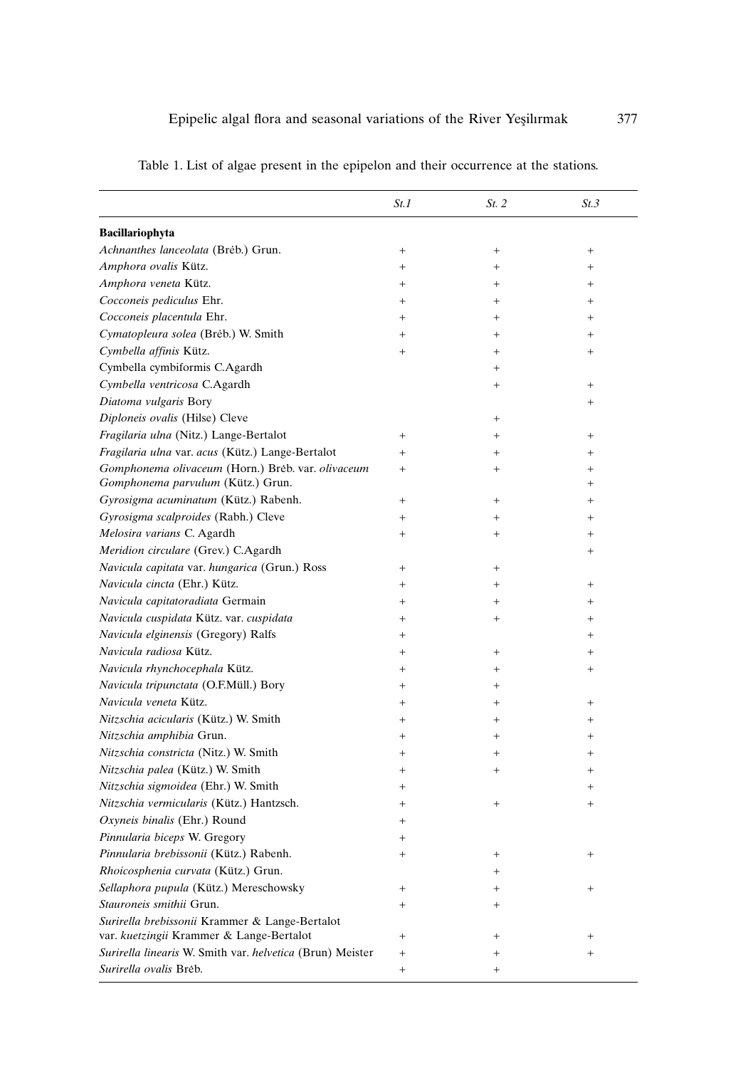Table 1. List of algae present in the epipelon and their occurrence at the stations.

| | *St.1* | *St. 2* | *St.3* |
|---|---|---|---|
| **Bacillariophyta** | | | |
| *Achnanthes lanceolata* (Brėb.) Grun. | + | + | + |
| *Amphora ovalis* Kütz. | + | + | + |
| *Amphora veneta* Kütz. | + | + | + |
| *Cocconeis pediculus* Ehr. | + | + | + |
| *Cocconeis placentula* Ehr. | + | + | + |
| *Cymatopleura solea* (Brėb.) W. Smith | + | + | + |
| *Cymbella affinis* Kütz. | + | + | + |
| Cymbella cymbiformis C.Agardh | | + | |
| *Cymbella ventricosa* C.Agardh | | + | + |
| *Diatoma vulgaris* Bory | | | + |
| *Diploneis ovalis* (Hilse) Cleve | | + | |
| *Fragilaria ulna* (Nitz.) Lange-Bertalot | + | + | + |
| *Fragilaria ulna* var. *acus* (Kütz.) Lange-Bertalot | + | + | + |
| *Gomphonema olivaceum* (Horn.) Brėb. var. *olivaceum* | + | + | + |
| *Gomphonema parvulum* (Kütz.) Grun. | | | + |
| *Gyrosigma acuminatum* (Kütz.) Rabenh. | + | + | + |
| *Gyrosigma scalproides* (Rabh.) Cleve | + | + | + |
| *Melosira varians* C. Agardh | + | + | + |
| *Meridion circulare* (Grev.) C.Agardh | | | + |
| *Navicula capitata* var. *hungarica* (Grun.) Ross | + | + | |
| *Navicula cincta* (Ehr.) Kütz. | + | + | + |
| *Navicula capitatoradiata* Germain | + | + | + |
| *Navicula cuspidata* Kütz. var. *cuspidata* | + | + | + |
| *Navicula elginensis* (Gregory) Ralfs | + | | + |
| *Navicula radiosa* Kütz. | + | + | + |
| *Navicula rhynchocephala* Kütz. | + | + | + |
| *Navicula tripunctata* (O.F.Müll.) Bory | + | + | |
| *Navicula veneta* Kütz. | + | + | + |
| *Nitzschia acicularis* (Kütz.) W. Smith | + | + | + |
| *Nitzschia amphibia* Grun. | + | + | + |
| *Nitzschia constricta* (Nitz.) W. Smith | + | + | + |
| *Nitzschia palea* (Kütz.) W. Smith | + | + | + |
| *Nitzschia sigmoidea* (Ehr.) W. Smith | + | | + |
| *Nitzschia vermicularis* (Kütz.) Hantzsch. | + | + | + |
| *Oxyneis binalis* (Ehr.) Round | + | | |
| *Pinnularia biceps* W. Gregory | + | | |
| *Pinnularia brebissonii* (Kütz.) Rabenh. | + | + | + |
| *Rhoicosphenia curvata* (Kütz.) Grun. | | + | |
| *Sellaphora pupula* (Kütz.) Mereschowsky | + | + | + |
| *Stauroneis smithii* Grun. | + | + | |
| *Surirella brebissonii* Krammer & Lange-Bertalot var. *kuetzingii* Krammer & Lange-Bertalot | + | + | + |
| *Surirella linearis* W. Smith var. *helvetica* (Brun) Meister | + | + | + |
| *Surirella ovalis* Brėb. | + | + | |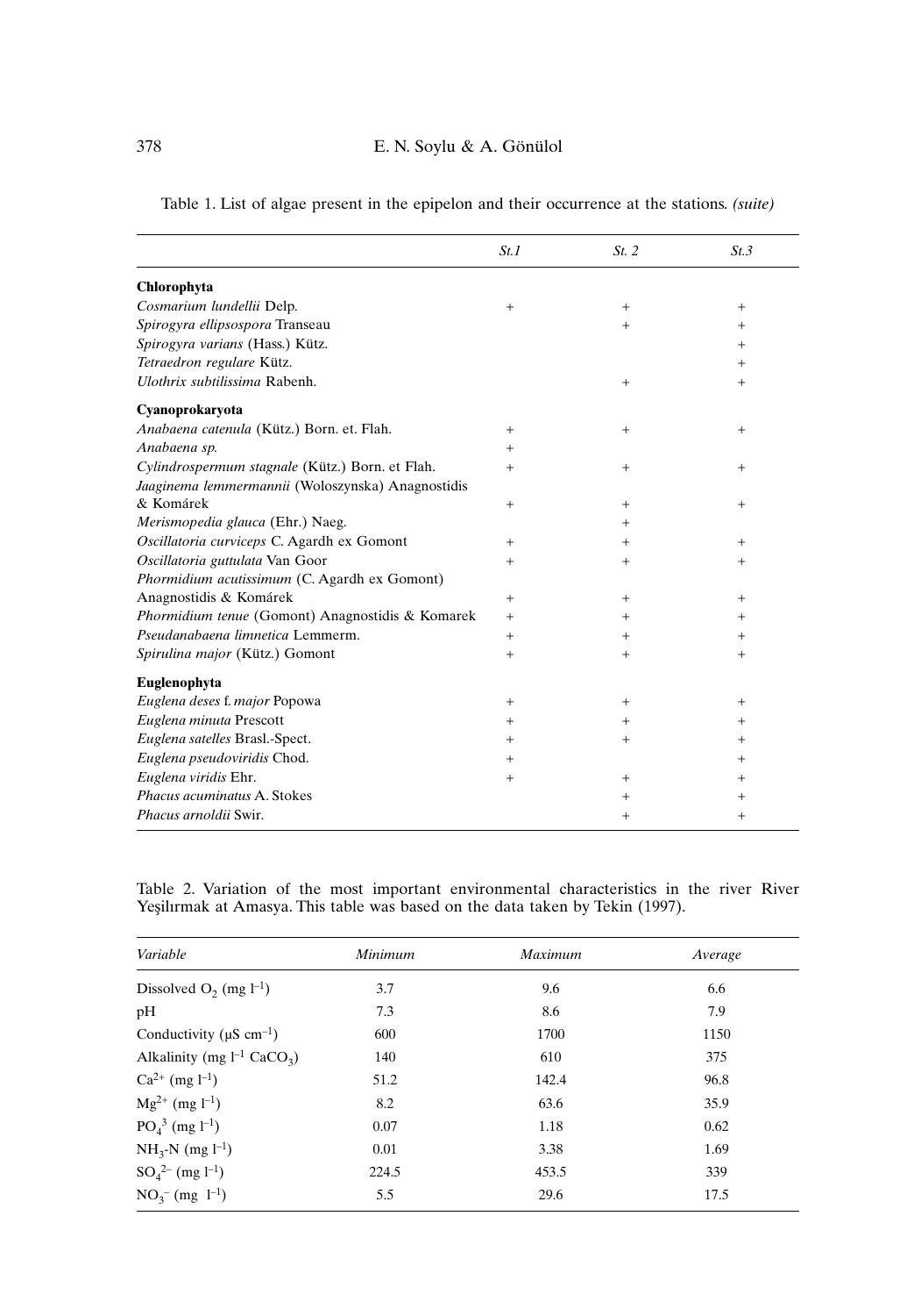Table 1. List of algae present in the epipelon and their occurrence at the stations. *(suite)*

| | *St.1* | *St. 2* | *St.3* |
|---|---|---|---|
| **Chlorophyta** | | | |
| *Cosmarium lundellii* Delp. | + | + | + |
| *Spirogyra ellipsospora* Transeau | | + | + |
| *Spirogyra varians* (Hass.) Kütz. | | | + |
| *Tetraedron regulare* Kütz. | | | + |
| *Ulothrix subtilissima* Rabenh. | | + | + |
| **Cyanoprokaryota** | | | |
| *Anabaena catenula* (Kütz.) Born. et. Flah. | + | + | + |
| *Anabaena sp.* | + | | |
| *Cylindrospermum stagnale* (Kütz.) Born. et Flah. | + | + | + |
| *Jaaginema lemmermannii* (Woloszynska) Anagnostidis & Komárek | + | + | + |
| *Merismopedia glauca* (Ehr.) Naeg. | | + | |
| *Oscillatoria curviceps* C. Agardh ex Gomont | + | + | + |
| *Oscillatoria guttulata* Van Goor | + | + | + |
| *Phormidium acutissimum* (C. Agardh ex Gomont) Anagnostidis & Komárek | + | + | + |
| *Phormidium tenue* (Gomont) Anagnostidis & Komarek | + | + | + |
| *Pseudanabaena limnetica* Lemmerm. | + | + | + |
| *Spirulina major* (Kütz.) Gomont | + | + | + |
| **Euglenophyta** | | | |
| *Euglena deses* f. *major* Popowa | + | + | + |
| *Euglena minuta* Prescott | + | + | + |
| *Euglena satelles* Brasl.-Spect. | + | + | + |
| *Euglena pseudoviridis* Chod. | + | | + |
| *Euglena viridis* Ehr. | + | + | + |
| *Phacus acuminatus* A. Stokes | | + | + |
| *Phacus arnoldii* Swir. | | + | + |

Table 2. Variation of the most important environmental characteristics in the river River Yeşilırmak at Amasya. This table was based on the data taken by Tekin (1997).

| *Variable* | *Minimum* | *Maximum* | *Average* |
|---|---|---|---|
| Dissolved $O_2$ (mg $l^{-1}$) | 3.7 | 9.6 | 6.6 |
| pH | 7.3 | 8.6 | 7.9 |
| Conductivity (μS $cm^{-1}$) | 600 | 1700 | 1150 |
| Alkalinity (mg $l^{-1}$ $CaCO_3$) | 140 | 610 | 375 |
| $Ca^{2+}$ (mg $l^{-1}$) | 51.2 | 142.4 | 96.8 |
| $Mg^{2+}$ (mg $l^{-1}$) | 8.2 | 63.6 | 35.9 |
| $PO_4^{3}$ (mg $l^{-1}$) | 0.07 | 1.18 | 0.62 |
| $NH_3$-N (mg $l^{-1}$) | 0.01 | 3.38 | 1.69 |
| $SO_4^{2-}$ (mg $l^{-1}$) | 224.5 | 453.5 | 339 |
| $NO_3^-$ (mg $l^{-1}$) | 5.5 | 29.6 | 17.5 |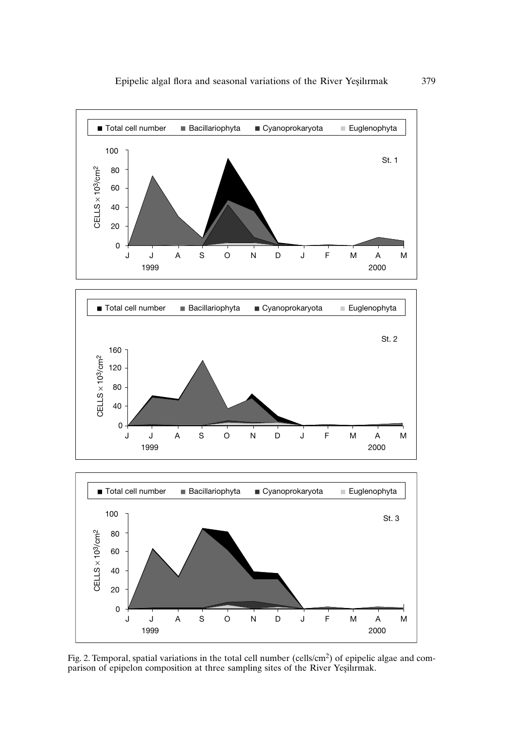Fig. 2. Temporal, spatial variations in the total cell number (cells/cm$^2$) of epipelic algae and comparison of epipelon composition at three sampling sites of the River Yeşilırmak.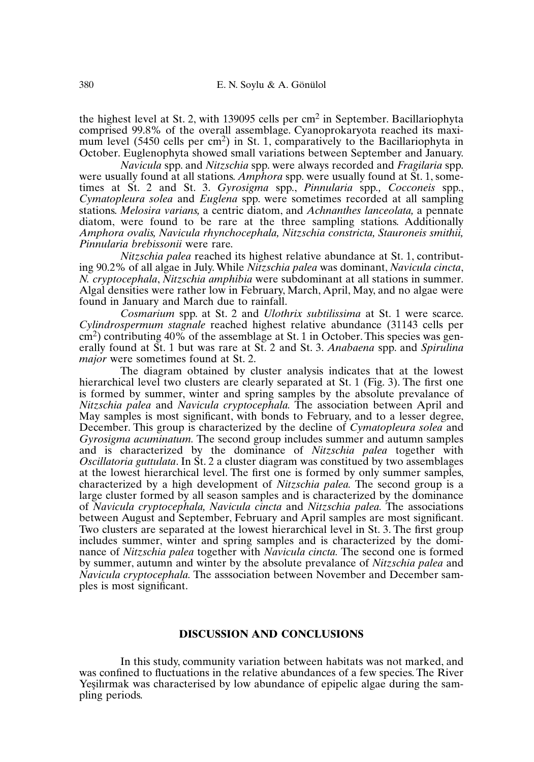the highest level at St. 2, with 139095 cells per $cm^2$ in September. Bacillariophyta comprised 99.8% of the overall assemblage. Cyanoprokaryota reached its maximum level (5450 cells per $cm^2$) in St. 1, comparatively to the Bacillariophyta in October. Euglenophyta showed small variations between September and January.

*Navicula* spp. and *Nitzschia* spp. were always recorded and *Fragilaria* spp. were usually found at all stations. *Amphora* spp. were usually found at St. 1, sometimes at St. 2 and St. 3. *Gyrosigma* spp., *Pinnularia* spp., *Cocconeis* spp., *Cymatopleura solea* and *Euglena* spp. were sometimes recorded at all sampling stations. *Melosira varians,* a centric diatom, and *Achnanthes lanceolata,* a pennate diatom, were found to be rare at the three sampling stations. Additionally *Amphora ovalis, Navicula rhynchocephala, Nitzschia constricta, Stauroneis smithii, Pinnularia brebissonii* were rare.

*Nitzschia palea* reached its highest relative abundance at St. 1, contributing 90.2% of all algae in July. While *Nitzschia palea* was dominant, *Navicula cincta*, *N. cryptocephala*, *Nitzschia amphibia* were subdominant at all stations in summer. Algal densities were rather low in February, March, April, May, and no algae were found in January and March due to rainfall.

*Cosmarium* spp. at St. 2 and *Ulothrix subtilissima* at St. 1 were scarce. *Cylindrospermum stagnale* reached highest relative abundance (31143 cells per $cm^2$) contributing 40% of the assemblage at St. 1 in October. This species was generally found at St. 1 but was rare at St. 2 and St. 3. *Anabaena* spp. and *Spirulina major* were sometimes found at St. 2.

The diagram obtained by cluster analysis indicates that at the lowest hierarchical level two clusters are clearly separated at St. 1 (Fig. 3). The first one is formed by summer, winter and spring samples by the absolute prevalance of *Nitzschia palea* and *Navicula cryptocephala.* The association between April and May samples is most significant, with bonds to February, and to a lesser degree, December. This group is characterized by the decline of *Cymatopleura solea* and *Gyrosigma acuminatum.* The second group includes summer and autumn samples and is characterized by the dominance of *Nitzschia palea* together with *Oscillatoria guttulata*. In St. 2 a cluster diagram was constitued by two assemblages at the lowest hierarchical level. The first one is formed by only summer samples, characterized by a high development of *Nitzschia palea.* The second group is a large cluster formed by all season samples and is characterized by the dominance of *Navicula cryptocephala, Navicula cincta* and *Nitzschia palea.* The associations between August and September, February and April samples are most significant. Two clusters are separated at the lowest hierarchical level in St. 3. The first group includes summer, winter and spring samples and is characterized by the dominance of *Nitzschia palea* together with *Navicula cincta.* The second one is formed by summer, autumn and winter by the absolute prevalance of *Nitzschia palea* and *Navicula cryptocephala.* The asssociation between November and December samples is most significant.

## DISCUSSION AND CONCLUSIONS

In this study, community variation between habitats was not marked, and was confined to fluctuations in the relative abundances of a few species. The River Yeşilırmak was characterised by low abundance of epipelic algae during the sampling periods.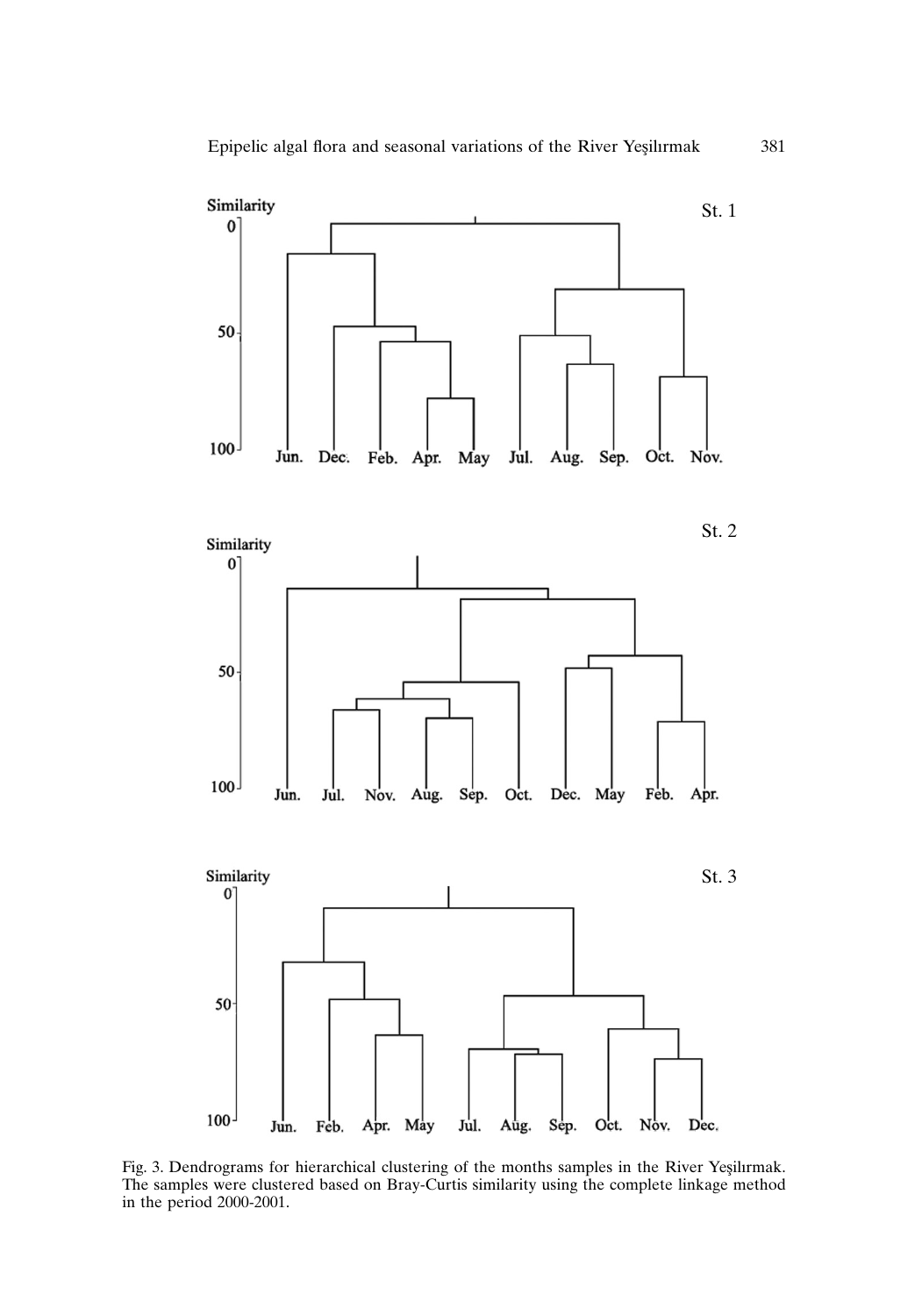Fig. 3. Dendrograms for hierarchical clustering of the months samples in the River Yeşilırmak. The samples were clustered based on Bray-Curtis similarity using the complete linkage method in the period 2000-2001.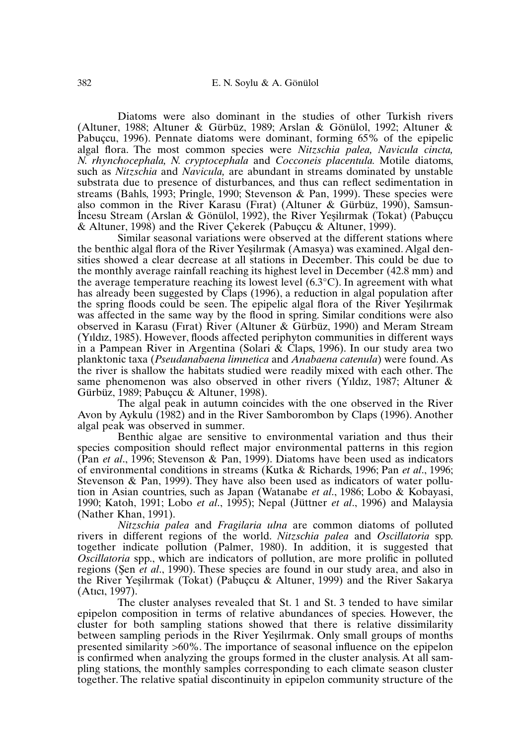Diatoms were also dominant in the studies of other Turkish rivers (Altuner, 1988; Altuner & Gürbüz, 1989; Arslan & Gönülol, 1992; Altuner & Pabuçcu, 1996). Pennate diatoms were dominant, forming 65% of the epipelic algal flora. The most common species were *Nitzschia palea, Navicula cincta, N. rhynchocephala, N. cryptocephala* and *Cocconeis placentula.* Motile diatoms, such as *Nitzschia* and *Navicula,* are abundant in streams dominated by unstable substrata due to presence of disturbances, and thus can reflect sedimentation in streams (Bahls, 1993; Pringle, 1990; Stevenson & Pan, 1999). These species were also common in the River Karasu (Fırat) (Altuner & Gürbüz, 1990), Samsun-İncesu Stream (Arslan & Gönülol, 1992), the River Yeşilırmak (Tokat) (Pabuçcu & Altuner, 1998) and the River Çekerek (Pabuçcu & Altuner, 1999).

Similar seasonal variations were observed at the different stations where the benthic algal flora of the River Yeşilırmak (Amasya) was examined. Algal densities showed a clear decrease at all stations in December. This could be due to the monthly average rainfall reaching its highest level in December (42.8 mm) and the average temperature reaching its lowest level (6.3°C). In agreement with what has already been suggested by Claps (1996), a reduction in algal population after the spring floods could be seen. The epipelic algal flora of the River Yeşilırmak was affected in the same way by the flood in spring. Similar conditions were also observed in Karasu (Fırat) River (Altuner & Gürbüz, 1990) and Meram Stream (Yıldız, 1985). However, floods affected periphyton communities in different ways in a Pampean River in Argentina (Solari & Claps, 1996). In our study area two planktonic taxa (*Pseudanabaena limnetica* and *Anabaena catenula*) were found. As the river is shallow the habitats studied were readily mixed with each other. The same phenomenon was also observed in other rivers (Yıldız, 1987; Altuner & Gürbüz, 1989; Pabuçcu & Altuner, 1998).

The algal peak in autumn coincides with the one observed in the River Avon by Aykulu (1982) and in the River Samborombon by Claps (1996). Another algal peak was observed in summer.

Benthic algae are sensitive to environmental variation and thus their species composition should reflect major environmental patterns in this region (Pan *et al*., 1996; Stevenson & Pan, 1999). Diatoms have been used as indicators of environmental conditions in streams (Kutka & Richards, 1996; Pan *et al*., 1996; Stevenson & Pan, 1999). They have also been used as indicators of water pollution in Asian countries, such as Japan (Watanabe *et al*., 1986; Lobo & Kobayasi, 1990; Katoh, 1991; Lobo *et al*., 1995); Nepal (Jüttner *et al*., 1996) and Malaysia (Nather Khan, 1991).

*Nitzschia palea* and *Fragilaria ulna* are common diatoms of polluted rivers in different regions of the world. *Nitzschia palea* and *Oscillatoria* spp. together indicate pollution (Palmer, 1980). In addition, it is suggested that *Oscillatoria* spp., which are indicators of pollution, are more prolific in polluted regions (Şen *et al*., 1990). These species are found in our study area, and also in the River Yeşilırmak (Tokat) (Pabuçcu & Altuner, 1999) and the River Sakarya (Atıcı, 1997).

The cluster analyses revealed that St. 1 and St. 3 tended to have similar epipelon composition in terms of relative abundances of species. However, the cluster for both sampling stations showed that there is relative dissimilarity between sampling periods in the River Yeşilırmak. Only small groups of months presented similarity >60%. The importance of seasonal influence on the epipelon is confirmed when analyzing the groups formed in the cluster analysis. At all sampling stations, the monthly samples corresponding to each climate season cluster together. The relative spatial discontinuity in epipelon community structure of the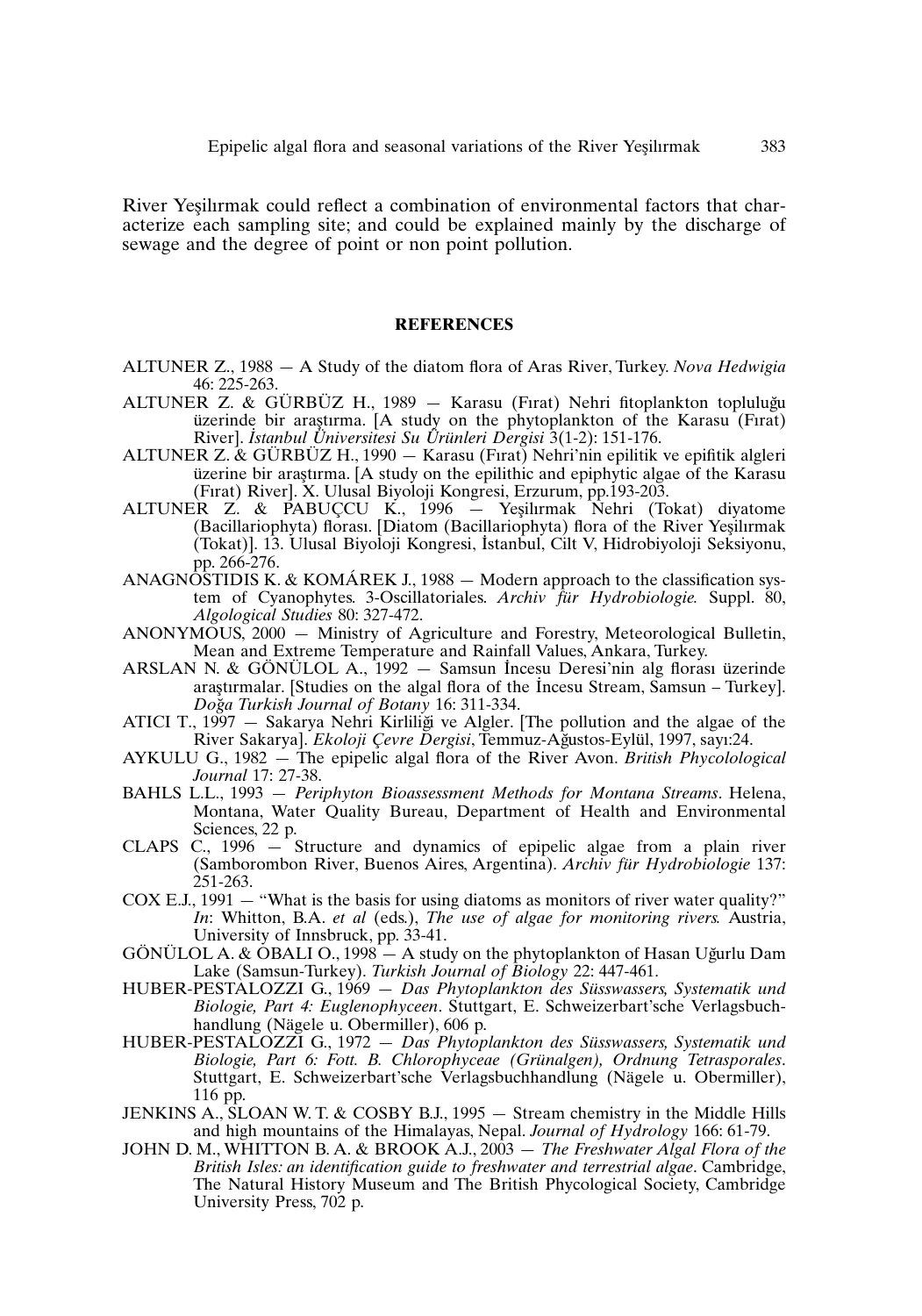River Yeşilırmak could reflect a combination of environmental factors that characterize each sampling site; and could be explained mainly by the discharge of sewage and the degree of point or non point pollution.

## REFERENCES

ALTUNER Z., 1988 — A Study of the diatom flora of Aras River, Turkey. *Nova Hedwigia* 46: 225-263.

ALTUNER Z. & GÜRBÜZ H., 1989 — Karasu (Fırat) Nehri fitoplankton topluluğu üzerinde bir araştırma. [A study on the phytoplankton of the Karasu (Fırat) River]. *İstanbul Üniversitesi Su Ürünleri Dergisi* 3(1-2): 151-176.

ALTUNER Z. & GÜRBÜZ H., 1990 — Karasu (Fırat) Nehri'nin epilitik ve epifitik algleri üzerine bir araştırma. [A study on the epilithic and epiphytic algae of the Karasu (Fırat) River]. X. Ulusal Biyoloji Kongresi, Erzurum, pp.193-203.

ALTUNER Z. & PABUÇCU K., 1996 — Yeşilırmak Nehri (Tokat) diyatome (Bacillariophyta) florası. [Diatom (Bacillariophyta) flora of the River Yeşilırmak (Tokat)]. 13. Ulusal Biyoloji Kongresi, İstanbul, Cilt V, Hidrobiyoloji Seksiyonu, pp. 266-276.

ANAGNOSTIDIS K. & KOMÁREK J., 1988 — Modern approach to the classification system of Cyanophytes. 3-Oscillatoriales. *Archiv für Hydrobiologie.* Suppl. 80, *Algological Studies* 80: 327-472.

ANONYMOUS, 2000 — Ministry of Agriculture and Forestry, Meteorological Bulletin, Mean and Extreme Temperature and Rainfall Values, Ankara, Turkey.

ARSLAN N. & GÖNÜLOL A., 1992 — Samsun İncesu Deresi'nin alg florası üzerinde araştırmalar. [Studies on the algal flora of the İncesu Stream, Samsun – Turkey]. *Doğa Turkish Journal of Botany* 16: 311-334.

ATICI T., 1997 — Sakarya Nehri Kirliliği ve Algler. [The pollution and the algae of the River Sakarya]. *Ekoloji Çevre Dergisi*, Temmuz-Ağustos-Eylül, 1997, sayı:24.

AYKULU G., 1982 — The epipelic algal flora of the River Avon. *British Phycolological Journal* 17: 27-38.

BAHLS L.L., 1993 — *Periphyton Bioassessment Methods for Montana Streams*. Helena, Montana, Water Quality Bureau, Department of Health and Environmental Sciences, 22 p.

CLAPS C., 1996 — Structure and dynamics of epipelic algae from a plain river (Samborombon River, Buenos Aires, Argentina). *Archiv für Hydrobiologie* 137: 251-263.

COX E.J., 1991 — "What is the basis for using diatoms as monitors of river water quality?" *In*: Whitton, B.A. *et al* (eds.), *The use of algae for monitoring rivers.* Austria, University of Innsbruck, pp. 33-41.

GÖNÜLOL A. & OBALI O., 1998 — A study on the phytoplankton of Hasan Uğurlu Dam Lake (Samsun-Turkey). *Turkish Journal of Biology* 22: 447-461.

HUBER-PESTALOZZI G., 1969 — *Das Phytoplankton des Süsswassers, Systematik und Biologie, Part 4: Euglenophyceen*. Stuttgart, E. Schweizerbart'sche Verlagsbuchhandlung (Nägele u. Obermiller), 606 p.

HUBER-PESTALOZZI G., 1972 — *Das Phytoplankton des Süsswassers, Systematik und Biologie, Part 6: Fott. B. Chlorophyceae (Grünalgen), Ordnung Tetrasporales*. Stuttgart, E. Schweizerbart'sche Verlagsbuchhandlung (Nägele u. Obermiller), 116 pp.

JENKINS A., SLOAN W. T. & COSBY B.J., 1995 — Stream chemistry in the Middle Hills and high mountains of the Himalayas, Nepal. *Journal of Hydrology* 166: 61-79.

JOHN D. M., WHITTON B. A. & BROOK A.J., 2003 — *The Freshwater Algal Flora of the British Isles: an identification guide to freshwater and terrestrial algae*. Cambridge, The Natural History Museum and The British Phycological Society, Cambridge University Press, 702 p.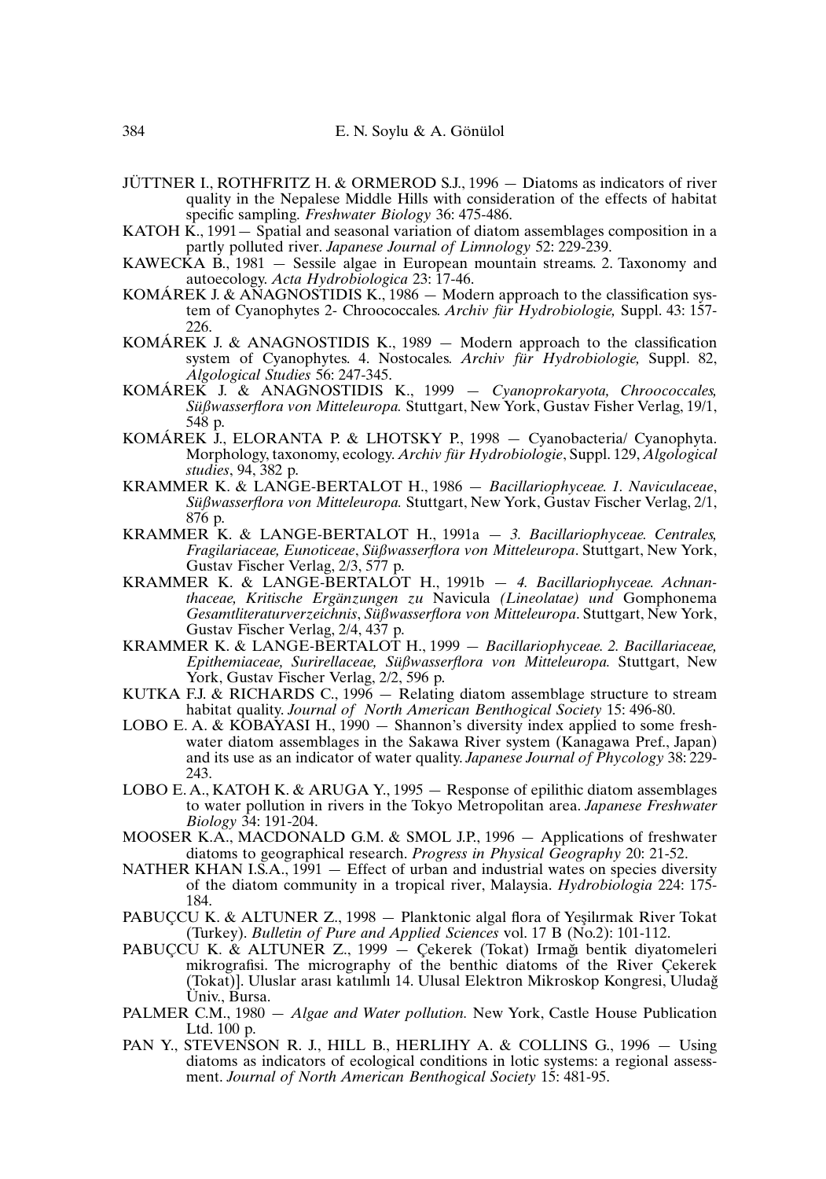JÜTTNER I., ROTHFRITZ H. & ORMEROD S.J., 1996 — Diatoms as indicators of river quality in the Nepalese Middle Hills with consideration of the effects of habitat specific sampling. *Freshwater Biology* 36: 475-486.

KATOH K., 1991— Spatial and seasonal variation of diatom assemblages composition in a partly polluted river. *Japanese Journal of Limnology* 52: 229-239.

KAWECKA B., 1981 — Sessile algae in European mountain streams. 2. Taxonomy and autoecology. *Acta Hydrobiologica* 23: 17-46.

KOMÁREK J. & ANAGNOSTIDIS K., 1986 — Modern approach to the classification system of Cyanophytes 2- Chroococcales. *Archiv für Hydrobiologie,* Suppl. 43: 157-226.

KOMÁREK J. & ANAGNOSTIDIS K., 1989 — Modern approach to the classification system of Cyanophytes. 4. Nostocales. *Archiv für Hydrobiologie,* Suppl. 82, *Algological Studies* 56: 247-345.

KOMÁREK J. & ANAGNOSTIDIS K., 1999 — *Cyanoprokaryota, Chroococcales, Süßwasserflora von Mitteleuropa.* Stuttgart, New York, Gustav Fisher Verlag, 19/1, 548 p.

KOMÁREK J., ELORANTA P. & LHOTSKY P., 1998 — Cyanobacteria/ Cyanophyta. Morphology, taxonomy, ecology. *Archiv für Hydrobiologie*, Suppl. 129, *Algological studies*, 94, 382 p.

KRAMMER K. & LANGE-BERTALOT H., 1986 — *Bacillariophyceae. 1. Naviculaceae*, *Süßwasserflora von Mitteleuropa.* Stuttgart, New York, Gustav Fischer Verlag, 2/1, 876 p.

KRAMMER K. & LANGE-BERTALOT H., 1991a — *3. Bacillariophyceae. Centrales, Fragilariaceae, Eunoticeae*, *Süßwasserflora von Mitteleuropa*. Stuttgart, New York, Gustav Fischer Verlag, 2/3, 577 p.

KRAMMER K. & LANGE-BERTALOT H., 1991b — *4. Bacillariophyceae. Achnanthaceae, Kritische Ergänzungen zu* Navicula *(Lineolatae) und* Gomphonema *Gesamtliteraturverzeichnis*, *Süßwasserflora von Mitteleuropa*. Stuttgart, New York, Gustav Fischer Verlag, 2/4, 437 p.

KRAMMER K. & LANGE-BERTALOT H., 1999 — *Bacillariophyceae. 2. Bacillariaceae, Epithemiaceae, Surirellaceae, Süßwasserflora von Mitteleuropa.* Stuttgart, New York, Gustav Fischer Verlag, 2/2, 596 p.

KUTKA F.J. & RICHARDS C., 1996 — Relating diatom assemblage structure to stream habitat quality. *Journal of North American Benthogical Society* 15: 496-80.

LOBO E. A. & KOBAYASI H., 1990 — Shannon's diversity index applied to some freshwater diatom assemblages in the Sakawa River system (Kanagawa Pref., Japan) and its use as an indicator of water quality. *Japanese Journal of Phycology* 38: 229-243.

LOBO E. A., KATOH K. & ARUGA Y., 1995 — Response of epilithic diatom assemblages to water pollution in rivers in the Tokyo Metropolitan area. *Japanese Freshwater Biology* 34: 191-204.

MOOSER K.A., MACDONALD G.M. & SMOL J.P., 1996 — Applications of freshwater diatoms to geographical research. *Progress in Physical Geography* 20: 21-52.

NATHER KHAN I.S.A., 1991 — Effect of urban and industrial wates on species diversity of the diatom community in a tropical river, Malaysia. *Hydrobiologia* 224: 175-184.

PABUÇCU K. & ALTUNER Z., 1998 — Planktonic algal flora of Yeşilırmak River Tokat (Turkey). *Bulletin of Pure and Applied Sciences* vol. 17 B (No.2): 101-112.

PABUÇCU K. & ALTUNER Z., 1999 — Çekerek (Tokat) Irmağı bentik diyatomeleri mikrografisi. The micrography of the benthic diatoms of the River Çekerek (Tokat)]. Uluslar arası katılımlı 14. Ulusal Elektron Mikroskop Kongresi, Uludağ Üniv., Bursa.

PALMER C.M., 1980 — *Algae and Water pollution.* New York, Castle House Publication Ltd. 100 p.

PAN Y., STEVENSON R. J., HILL B., HERLIHY A. & COLLINS G., 1996 — Using diatoms as indicators of ecological conditions in lotic systems: a regional assessment. *Journal of North American Benthogical Society* 15: 481-95.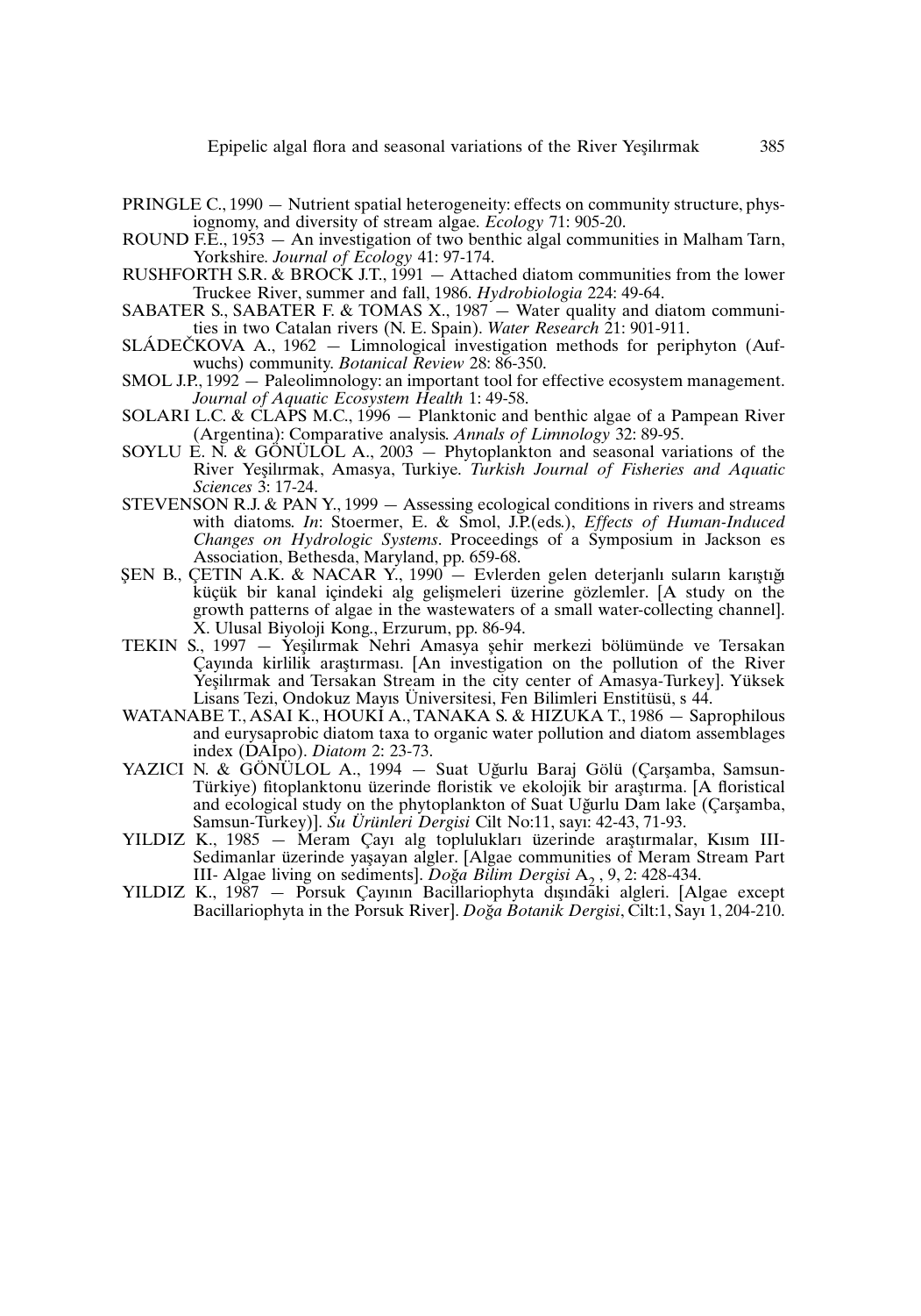PRINGLE C., 1990 — Nutrient spatial heterogeneity: effects on community structure, physiognomy, and diversity of stream algae. *Ecology* 71: 905-20.

ROUND F.E., 1953 — An investigation of two benthic algal communities in Malham Tarn, Yorkshire. *Journal of Ecology* 41: 97-174.

RUSHFORTH S.R. & BROCK J.T., 1991 — Attached diatom communities from the lower Truckee River, summer and fall, 1986. *Hydrobiologia* 224: 49-64.

SABATER S., SABATER F. & TOMAS X., 1987 — Water quality and diatom communities in two Catalan rivers (N. E. Spain). *Water Research* 21: 901-911.

SLÁDEČKOVA A., 1962 — Limnological investigation methods for periphyton (Aufwuchs) community. *Botanical Review* 28: 86-350.

SMOL J.P., 1992 — Paleolimnology: an important tool for effective ecosystem management. *Journal of Aquatic Ecosystem Health* 1: 49-58.

SOLARI L.C. & CLAPS M.C., 1996 — Planktonic and benthic algae of a Pampean River (Argentina): Comparative analysis. *Annals of Limnology* 32: 89-95.

SOYLU E. N. & GÖNÜLOL A., 2003 — Phytoplankton and seasonal variations of the River Yeşilırmak, Amasya, Turkiye. *Turkish Journal of Fisheries and Aquatic Sciences* 3: 17-24.

STEVENSON R.J. & PAN Y., 1999 — Assessing ecological conditions in rivers and streams with diatoms. *In*: Stoermer, E. & Smol, J.P.(eds.), *Effects of Human-Induced Changes on Hydrologic Systems*. Proceedings of a Symposium in Jackson es Association, Bethesda, Maryland, pp. 659-68.

ŞEN B., ÇETIN A.K. & NACAR Y., 1990 — Evlerden gelen deterjanlı suların karıştığı küçük bir kanal içindeki alg gelişmeleri üzerine gözlemler. [A study on the growth patterns of algae in the wastewaters of a small water-collecting channel]. X. Ulusal Biyoloji Kong., Erzurum, pp. 86-94.

TEKIN S., 1997 — Yeşilırmak Nehri Amasya şehir merkezi bölümünde ve Tersakan Çayında kirlilik araştırması. [An investigation on the pollution of the River Yeşilırmak and Tersakan Stream in the city center of Amasya-Turkey]. Yüksek Lisans Tezi, Ondokuz Mayıs Üniversitesi, Fen Bilimleri Enstitüsü, s 44.

WATANABE T., ASAI K., HOUKI A., TANAKA S. & HIZUKA T., 1986 — Saprophilous and eurysaprobic diatom taxa to organic water pollution and diatom assemblages index (DAIpo). *Diatom* 2: 23-73.

YAZICI N. & GÖNÜLOL A., 1994 — Suat Uğurlu Baraj Gölü (Çarşamba, Samsun-Türkiye) fitoplanktonu üzerinde floristik ve ekolojik bir araştırma. [A floristical and ecological study on the phytoplankton of Suat Uğurlu Dam lake (Çarşamba, Samsun-Turkey)]. *Su Ürünleri Dergisi* Cilt No:11, sayı: 42-43, 71-93.

YILDIZ K., 1985 — Meram Çayı alg toplulukları üzerinde araştırmalar, Kısım III-Sedimanlar üzerinde yaşayan algler. [Algae communities of Meram Stream Part III- Algae living on sediments]. *Doğa Bilim Dergisi* $A_2$ , 9, 2: 428-434.

YILDIZ K., 1987 — Porsuk Çayının Bacillariophyta dışındaki algleri. [Algae except Bacillariophyta in the Porsuk River]. *Doğa Botanik Dergisi*, Cilt:1, Sayı 1, 204-210.